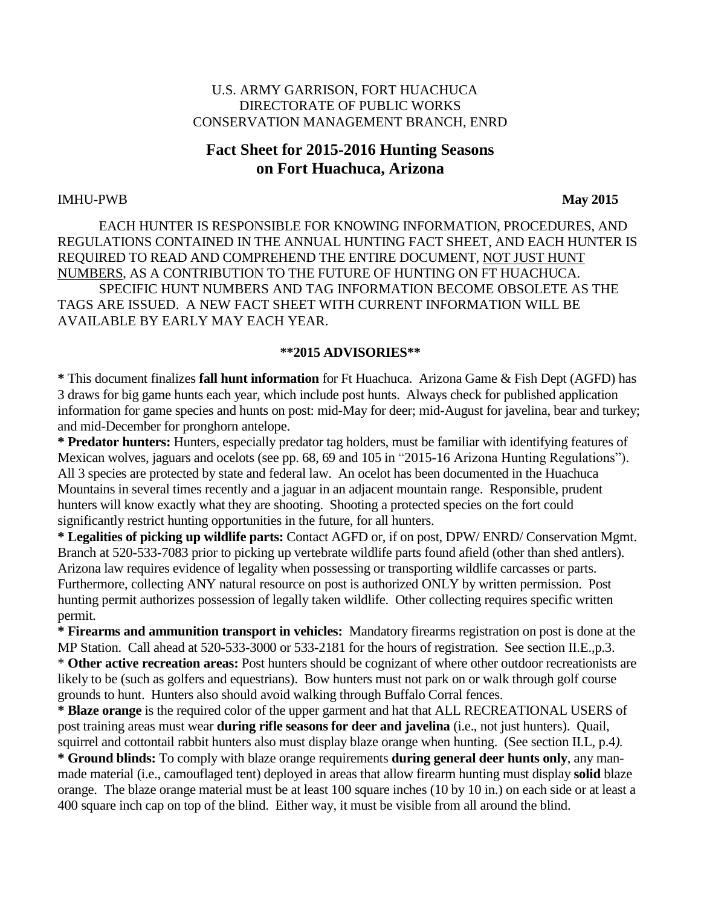U.S. ARMY GARRISON, FORT HUACHUCA
DIRECTORATE OF PUBLIC WORKS
CONSERVATION MANAGEMENT BRANCH, ENRD

# Fact Sheet for 2015-2016 Hunting Seasons on Fort Huachuca, Arizona

IMHU-PWB **May 2015**

EACH HUNTER IS RESPONSIBLE FOR KNOWING INFORMATION, PROCEDURES, AND REGULATIONS CONTAINED IN THE ANNUAL HUNTING FACT SHEET, AND EACH HUNTER IS REQUIRED TO READ AND COMPREHEND THE ENTIRE DOCUMENT, <u>NOT JUST HUNT NUMBERS</u>, AS A CONTRIBUTION TO THE FUTURE OF HUNTING ON FT HUACHUCA.

SPECIFIC HUNT NUMBERS AND TAG INFORMATION BECOME OBSOLETE AS THE TAGS ARE ISSUED. A NEW FACT SHEET WITH CURRENT INFORMATION WILL BE AVAILABLE BY EARLY MAY EACH YEAR.

## **2015 ADVISORIES**

**\*** This document finalizes **fall hunt information** for Ft Huachuca. Arizona Game & Fish Dept (AGFD) has 3 draws for big game hunts each year, which include post hunts. Always check for published application information for game species and hunts on post: mid-May for deer; mid-August for javelina, bear and turkey; and mid-December for pronghorn antelope.

**\* Predator hunters:** Hunters, especially predator tag holders, must be familiar with identifying features of Mexican wolves, jaguars and ocelots (see pp. 68, 69 and 105 in "2015-16 Arizona Hunting Regulations"). All 3 species are protected by state and federal law. An ocelot has been documented in the Huachuca Mountains in several times recently and a jaguar in an adjacent mountain range. Responsible, prudent hunters will know exactly what they are shooting. Shooting a protected species on the fort could significantly restrict hunting opportunities in the future, for all hunters.

**\* Legalities of picking up wildlife parts:** Contact AGFD or, if on post, DPW/ ENRD/ Conservation Mgmt. Branch at 520-533-7083 prior to picking up vertebrate wildlife parts found afield (other than shed antlers). Arizona law requires evidence of legality when possessing or transporting wildlife carcasses or parts. Furthermore, collecting ANY natural resource on post is authorized ONLY by written permission. Post hunting permit authorizes possession of legally taken wildlife. Other collecting requires specific written permit.

**\* Firearms and ammunition transport in vehicles:** Mandatory firearms registration on post is done at the MP Station. Call ahead at 520-533-3000 or 533-2181 for the hours of registration. See section II.E.,p.3.

\* **Other active recreation areas:** Post hunters should be cognizant of where other outdoor recreationists are likely to be (such as golfers and equestrians). Bow hunters must not park on or walk through golf course grounds to hunt. Hunters also should avoid walking through Buffalo Corral fences.

**\* Blaze orange** is the required color of the upper garment and hat that ALL RECREATIONAL USERS of post training areas must wear **during rifle seasons for deer and javelina** (i.e., not just hunters). Quail, squirrel and cottontail rabbit hunters also must display blaze orange when hunting. (See section II.L, p.4*).*

**\* Ground blinds:** To comply with blaze orange requirements **during general deer hunts only**, any man-made material (i.e., camouflaged tent) deployed in areas that allow firearm hunting must display **solid** blaze orange. The blaze orange material must be at least 100 square inches (10 by 10 in.) on each side or at least a 400 square inch cap on top of the blind. Either way, it must be visible from all around the blind.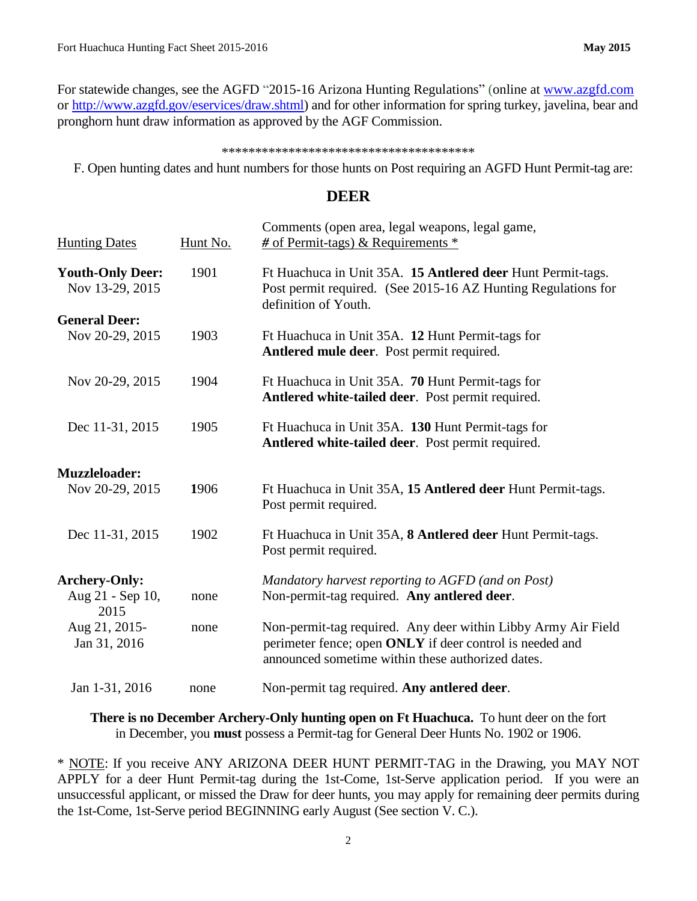For statewide changes, see the AGFD "2015-16 Arizona Hunting Regulations" (online at [www.azgfd.com](http://www.azgfd.com) or [http://www.azgfd.gov/eservices/draw.shtml](http://www.azgfd.gov/eservices/draw.shtml)) and for other information for spring turkey, javelina, bear and pronghorn hunt draw information as approved by the AGF Commission.

**************************************

F. Open hunting dates and hunt numbers for those hunts on Post requiring an AGFD Hunt Permit-tag are:

## DEER

| Hunting Dates | Hunt No. | Comments (open area, legal weapons, legal game, # of Permit-tags) & Requirements * |
|---|---|---|
| **Youth-Only Deer:** Nov 13-29, 2015 | 1901 | Ft Huachuca in Unit 35A. **15 Antlered deer** Hunt Permit-tags. Post permit required. (See 2015-16 AZ Hunting Regulations for definition of Youth. |
| **General Deer:** | | |
| Nov 20-29, 2015 | 1903 | Ft Huachuca in Unit 35A. **12** Hunt Permit-tags for **Antlered mule deer**. Post permit required. |
| Nov 20-29, 2015 | 1904 | Ft Huachuca in Unit 35A. **70** Hunt Permit-tags for **Antlered white-tailed deer**. Post permit required. |
| Dec 11-31, 2015 | 1905 | Ft Huachuca in Unit 35A. **130** Hunt Permit-tags for **Antlered white-tailed deer**. Post permit required. |
| **Muzzleloader:** | | |
| Nov 20-29, 2015 | 1906 | Ft Huachuca in Unit 35A, **15 Antlered deer** Hunt Permit-tags. Post permit required. |
| Dec 11-31, 2015 | 1902 | Ft Huachuca in Unit 35A, **8 Antlered deer** Hunt Permit-tags. Post permit required. |
| **Archery-Only:** | | *Mandatory harvest reporting to AGFD (and on Post)* |
| Aug 21 - Sep 10, 2015 | none | Non-permit-tag required. **Any antlered deer**. |
| Aug 21, 2015- Jan 31, 2016 | none | Non-permit-tag required. Any deer within Libby Army Air Field perimeter fence; open **ONLY** if deer control is needed and announced sometime within these authorized dates. |
| Jan 1-31, 2016 | none | Non-permit tag required. **Any antlered deer**. |

**There is no December Archery-Only hunting open on Ft Huachuca.** To hunt deer on the fort in December, you **must** possess a Permit-tag for General Deer Hunts No. 1902 or 1906.

* NOTE: If you receive ANY ARIZONA DEER HUNT PERMIT-TAG in the Drawing, you MAY NOT APPLY for a deer Hunt Permit-tag during the 1st-Come, 1st-Serve application period. If you were an unsuccessful applicant, or missed the Draw for deer hunts, you may apply for remaining deer permits during the 1st-Come, 1st-Serve period BEGINNING early August (See section V. C.).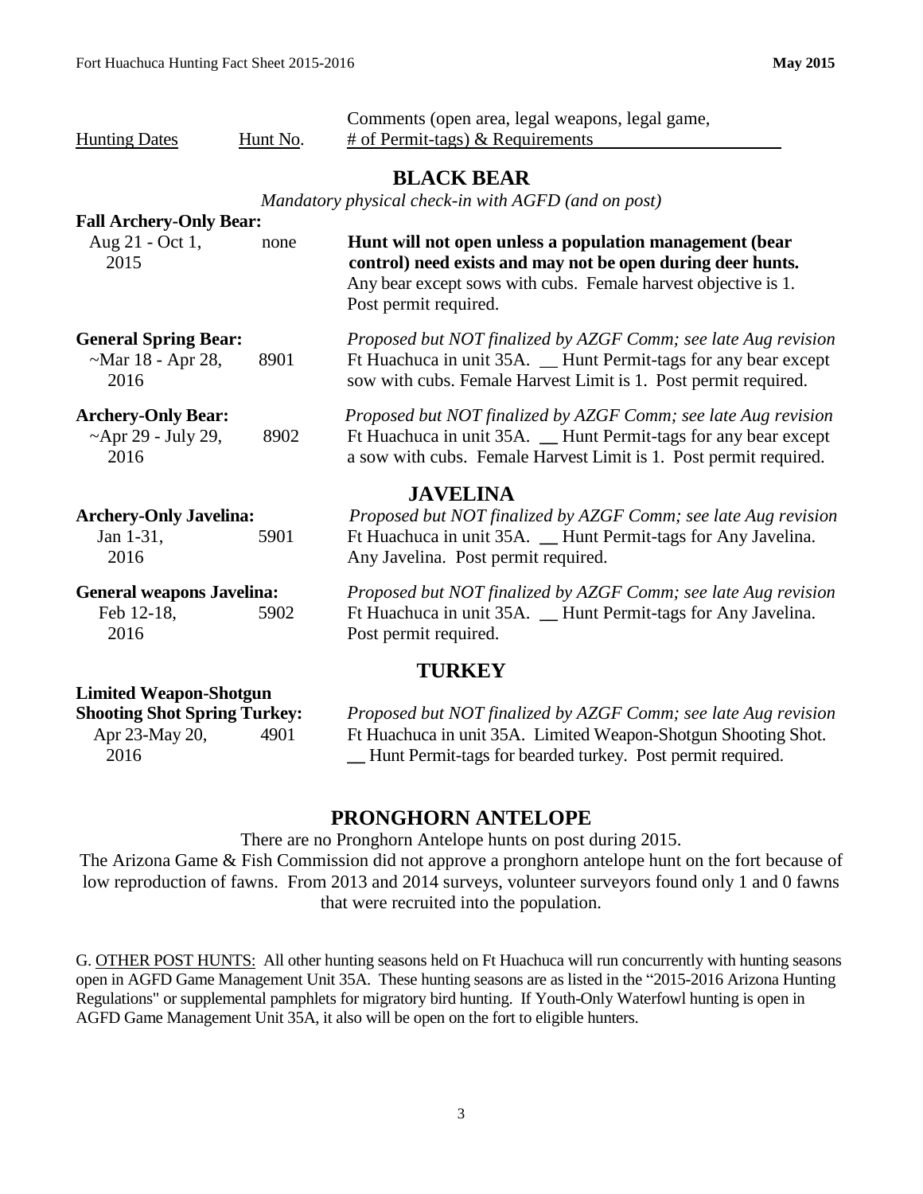| Hunting Dates | Hunt No. | Comments (open area, legal weapons, legal game, # of Permit-tags) & Requirements |
|---|---|---|
| **BLACK BEAR** | | |
| *Mandatory physical check-in with AGFD (and on post)* | | |
| **Fall Archery-Only Bear:** | | |
| Aug 21 - Oct 1, 2015 | none | **Hunt will not open unless a population management (bear control) need exists and may not be open during deer hunts.** Any bear except sows with cubs. Female harvest objective is 1. Post permit required. |
| **General Spring Bear:** | | *Proposed but NOT finalized by AZGF Comm; see late Aug revision* |
| ~Mar 18 - Apr 28, 2016 | 8901 | Ft Huachuca in unit 35A. __ Hunt Permit-tags for any bear except sow with cubs. Female Harvest Limit is 1. Post permit required. |
| **Archery-Only Bear:** | | *Proposed but NOT finalized by AZGF Comm; see late Aug revision* |
| ~Apr 29 - July 29, 2016 | 8902 | Ft Huachuca in unit 35A. __ Hunt Permit-tags for any bear except a sow with cubs. Female Harvest Limit is 1. Post permit required. |
| **JAVELINA** | | |
| **Archery-Only Javelina:** | | *Proposed but NOT finalized by AZGF Comm; see late Aug revision* |
| Jan 1-31, 2016 | 5901 | Ft Huachuca in unit 35A. __ Hunt Permit-tags for Any Javelina. Any Javelina. Post permit required. |
| **General weapons Javelina:** | | *Proposed but NOT finalized by AZGF Comm; see late Aug revision* |
| Feb 12-18, 2016 | 5902 | Ft Huachuca in unit 35A. __ Hunt Permit-tags for Any Javelina. Post permit required. |
| **TURKEY** | | |
| **Limited Weapon-Shotgun Shooting Shot Spring Turkey:** | | *Proposed but NOT finalized by AZGF Comm; see late Aug revision* |
| Apr 23-May 20, 2016 | 4901 | Ft Huachuca in unit 35A. Limited Weapon-Shotgun Shooting Shot. __ Hunt Permit-tags for bearded turkey. Post permit required. |

## PRONGHORN ANTELOPE

There are no Pronghorn Antelope hunts on post during 2015.
The Arizona Game & Fish Commission did not approve a pronghorn antelope hunt on the fort because of low reproduction of fawns. From 2013 and 2014 surveys, volunteer surveyors found only 1 and 0 fawns that were recruited into the population.

G. OTHER POST HUNTS: All other hunting seasons held on Ft Huachuca will run concurrently with hunting seasons open in AGFD Game Management Unit 35A. These hunting seasons are as listed in the "2015-2016 Arizona Hunting Regulations" or supplemental pamphlets for migratory bird hunting. If Youth-Only Waterfowl hunting is open in AGFD Game Management Unit 35A, it also will be open on the fort to eligible hunters.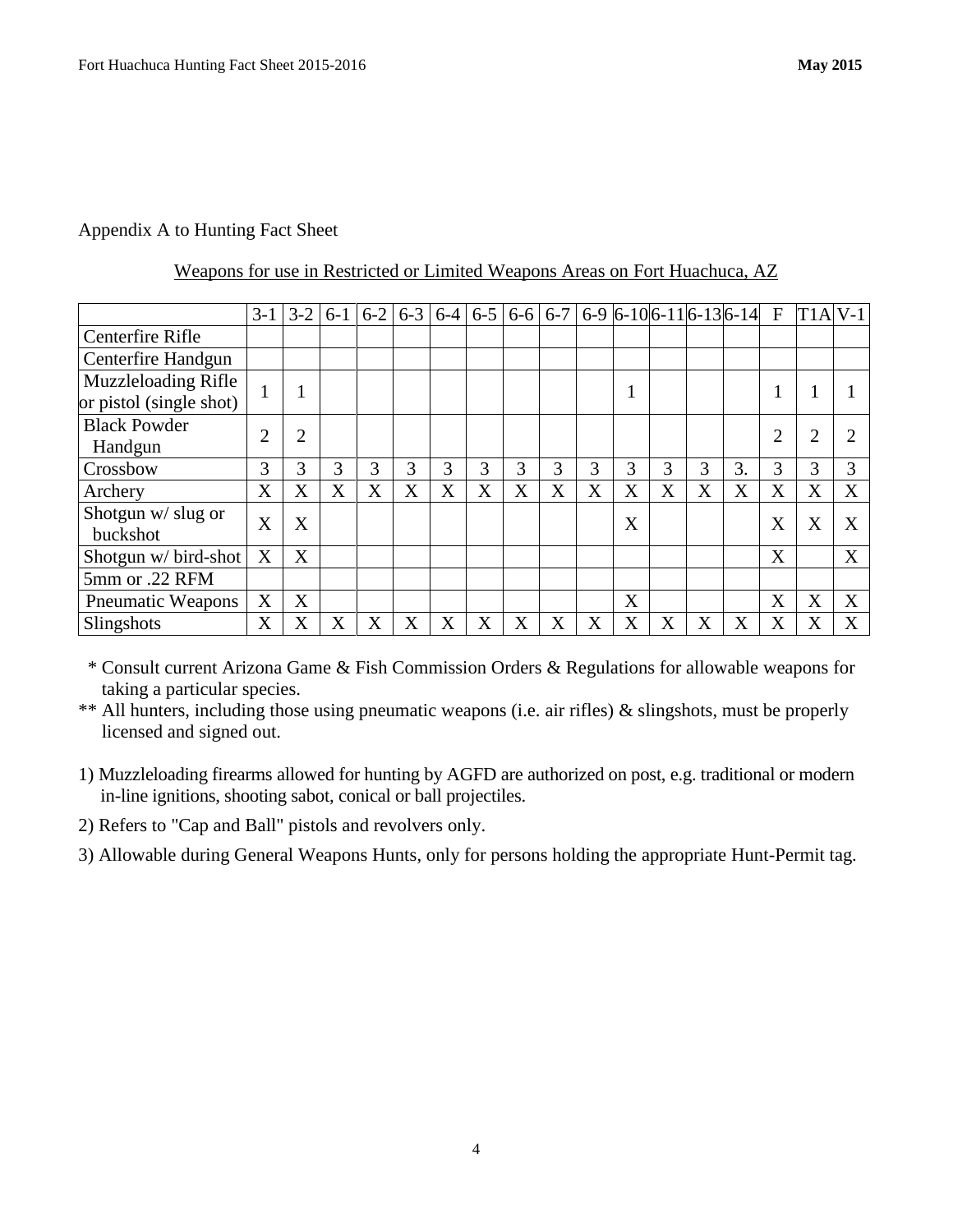Appendix A to Hunting Fact Sheet

Weapons for use in Restricted or Limited Weapons Areas on Fort Huachuca, AZ

| | 3-1 | 3-2 | 6-1 | 6-2 | 6-3 | 6-4 | 6-5 | 6-6 | 6-7 | 6-9 | 6-10 | 6-11 | 6-13 | 6-14 | F | T1A | V-1 |
|---|---|---|---|---|---|---|---|---|---|---|---|---|---|---|---|---|---|
| Centerfire Rifle | | | | | | | | | | | | | | | | | |
| Centerfire Handgun | | | | | | | | | | | | | | | | | |
| Muzzleloading Rifle or pistol (single shot) | 1 | 1 | | | | | | | | | 1 | | | | 1 | 1 | 1 |
| Black Powder Handgun | 2 | 2 | | | | | | | | | | | | | 2 | 2 | 2 |
| Crossbow | 3 | 3 | 3 | 3 | 3 | 3 | 3 | 3 | 3 | 3 | 3 | 3 | 3 | 3. | 3 | 3 | 3 |
| Archery | X | X | X | X | X | X | X | X | X | X | X | X | X | X | X | X | X |
| Shotgun w/ slug or buckshot | X | X | | | | | | | | | X | | | | X | X | X |
| Shotgun w/ bird-shot | X | X | | | | | | | | | | | | | X | | X |
| 5mm or .22 RFM | | | | | | | | | | | | | | | | | |
| Pneumatic Weapons | X | X | | | | | | | | | X | | | | X | X | X |
| Slingshots | X | X | X | X | X | X | X | X | X | X | X | X | X | X | X | X | X |

\* Consult current Arizona Game & Fish Commission Orders & Regulations for allowable weapons for taking a particular species.

\** All hunters, including those using pneumatic weapons (i.e. air rifles) & slingshots, must be properly licensed and signed out.

1) Muzzleloading firearms allowed for hunting by AGFD are authorized on post, e.g. traditional or modern in-line ignitions, shooting sabot, conical or ball projectiles.

2) Refers to "Cap and Ball" pistols and revolvers only.

3) Allowable during General Weapons Hunts, only for persons holding the appropriate Hunt-Permit tag.